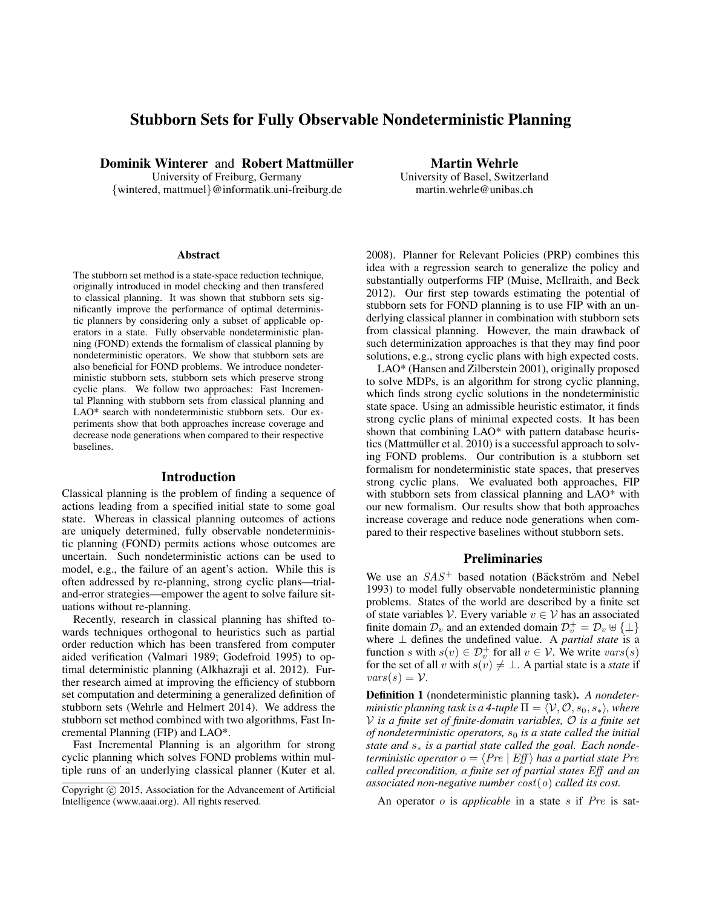# Stubborn Sets for Fully Observable Nondeterministic Planning

**Dominik Winterer** and **Robert Mattmüller**
University of Freiburg, Germany
{wintered, mattmuel}@informatik.uni-freiburg.de

**Martin Wehrle**
University of Basel, Switzerland
martin.wehrle@unibas.ch

### Abstract

The stubborn set method is a state-space reduction technique, originally introduced in model checking and then transfered to classical planning. It was shown that stubborn sets significantly improve the performance of optimal deterministic planners by considering only a subset of applicable operators in a state. Fully observable nondeterministic planning (FOND) extends the formalism of classical planning by nondeterministic operators. We show that stubborn sets are also beneficial for FOND problems. We introduce nondeterministic stubborn sets, stubborn sets which preserve strong cyclic plans. We follow two approaches: Fast Incremental Planning with stubborn sets from classical planning and LAO* search with nondeterministic stubborn sets. Our experiments show that both approaches increase coverage and decrease node generations when compared to their respective baselines.

## Introduction

Classical planning is the problem of finding a sequence of actions leading from a specified initial state to some goal state. Whereas in classical planning outcomes of actions are uniquely determined, fully observable nondeterministic planning (FOND) permits actions whose outcomes are uncertain. Such nondeterministic actions can be used to model, e.g., the failure of an agent's action. While this is often addressed by re-planning, strong cyclic plans—trial-and-error strategies—empower the agent to solve failure situations without re-planning.

Recently, research in classical planning has shifted towards techniques orthogonal to heuristics such as partial order reduction which has been transfered from computer aided verification (Valmari 1989; Godefroid 1995) to optimal deterministic planning (Alkhazraji et al. 2012). Further research aimed at improving the efficiency of stubborn set computation and determining a generalized definition of stubborn sets (Wehrle and Helmert 2014). We address the stubborn set method combined with two algorithms, Fast Incremental Planning (FIP) and LAO*.

Fast Incremental Planning is an algorithm for strong cyclic planning which solves FOND problems within multiple runs of an underlying classical planner (Kuter et al. 2008). Planner for Relevant Policies (PRP) combines this idea with a regression search to generalize the policy and substantially outperforms FIP (Muise, McIlraith, and Beck 2012). Our first step towards estimating the potential of stubborn sets for FOND planning is to use FIP with an underlying classical planner in combination with stubborn sets from classical planning. However, the main drawback of such determinization approaches is that they may find poor solutions, e.g., strong cyclic plans with high expected costs.

LAO* (Hansen and Zilberstein 2001), originally proposed to solve MDPs, is an algorithm for strong cyclic planning, which finds strong cyclic solutions in the nondeterministic state space. Using an admissible heuristic estimator, it finds strong cyclic plans of minimal expected costs. It has been shown that combining LAO* with pattern database heuristics (Mattmüller et al. 2010) is a successful approach to solving FOND problems. Our contribution is a stubborn set formalism for nondeterministic state spaces, that preserves strong cyclic plans. We evaluated both approaches, FIP with stubborn sets from classical planning and LAO* with our new formalism. Our results show that both approaches increase coverage and reduce node generations when compared to their respective baselines without stubborn sets.

## Preliminaries

We use an $SAS^+$ based notation (Bäckström and Nebel 1993) to model fully observable nondeterministic planning problems. States of the world are described by a finite set of state variables $\mathcal{V}$. Every variable $v \in \mathcal{V}$ has an associated finite domain $\mathcal{D}_v$ and an extended domain $\mathcal{D}_v^+ = \mathcal{D}_v \uplus \{\bot\}$ where $\bot$ defines the undefined value. A *partial state* is a function $s$ with $s(v) \in \mathcal{D}_v^+$ for all $v \in \mathcal{V}$. We write $vars(s)$ for the set of all $v$ with $s(v) \neq \bot$. A partial state is a *state* if $vars(s) = \mathcal{V}$.

**Definition 1** (nondeterministic planning task). *A nondeterministic planning task is a 4-tuple $\Pi = \langle \mathcal{V}, \mathcal{O}, s_0, s_* \rangle$, where $\mathcal{V}$ is a finite set of finite-domain variables, $\mathcal{O}$ is a finite set of nondeterministic operators, $s_0$ is a state called the initial state and $s_*$ is a partial state called the goal. Each nondeterministic operator $o = \langle Pre \mid Eff \rangle$ has a partial state $Pre$ called precondition, a finite set of partial states $Eff$ and an associated non-negative number $cost(o)$ called its cost.*

An operator $o$ is *applicable* in a state $s$ if $Pre$ is sat-

Copyright © 2015, Association for the Advancement of Artificial Intelligence (www.aaai.org). All rights reserved.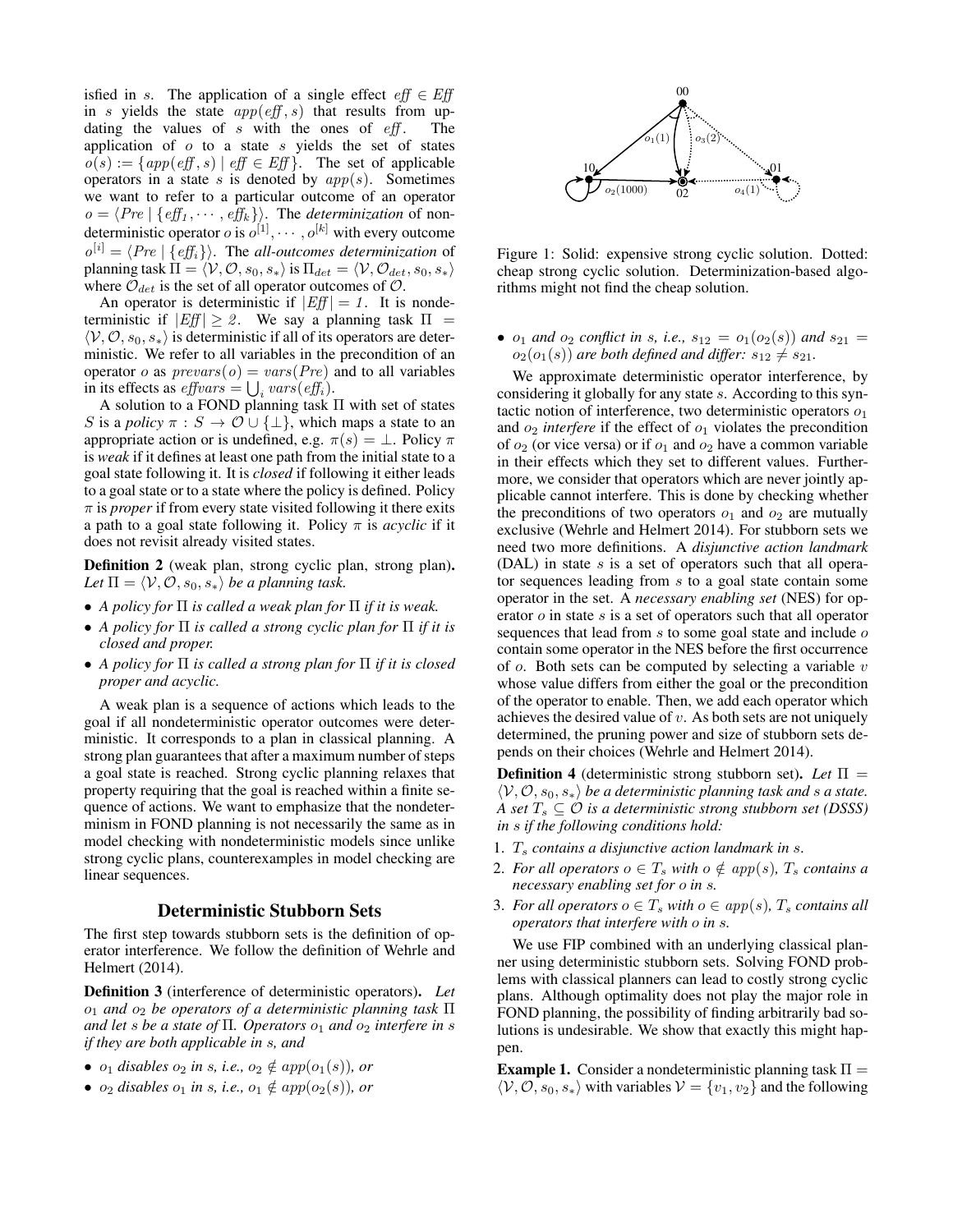isfied in $s$. The application of a single effect $\mathit{eff} \in \mathit{Eff}$ in $s$ yields the state $app(\mathit{eff}, s)$ that results from updating the values of $s$ with the ones of $\mathit{eff}$. The application of $o$ to a state $s$ yields the set of states $o(s) := \{app(\mathit{eff}, s) \mid \mathit{eff} \in \mathit{Eff}\}$. The set of applicable operators in a state $s$ is denoted by $app(s)$. Sometimes we want to refer to a particular outcome of an operator $o = \langle Pre \mid \{\mathit{eff}_1, \cdots, \mathit{eff}_k\}\rangle$. The *determinization* of nondeterministic operator $o$ is $o^{[1]}, \cdots, o^{[k]}$ with every outcome $o^{[i]} = \langle Pre \mid \{\mathit{eff}_i\}\rangle$. The *all-outcomes determinization* of planning task $\Pi = \langle \mathcal{V}, \mathcal{O}, s_0, s_* \rangle$ is $\Pi_{det} = \langle \mathcal{V}, \mathcal{O}_{det}, s_0, s_* \rangle$ where $\mathcal{O}_{det}$ is the set of all operator outcomes of $\mathcal{O}$.

An operator is deterministic if $|\mathit{Eff}| = 1$. It is nondeterministic if $|\mathit{Eff}| \geq 2$. We say a planning task $\Pi = \langle \mathcal{V}, \mathcal{O}, s_0, s_* \rangle$ is deterministic if all of its operators are deterministic. We refer to all variables in the precondition of an operator $o$ as $prevars(o) = vars(Pre)$ and to all variables in its effects as $\mathit{effvars} = \bigcup_i vars(\mathit{eff}_i)$.

A solution to a FOND planning task $\Pi$ with set of states $S$ is a *policy* $\pi : S \to \mathcal{O} \cup \{\bot\}$, which maps a state to an appropriate action or is undefined, e.g. $\pi(s) = \bot$. Policy $\pi$ is *weak* if it defines at least one path from the initial state to a goal state following it. It is *closed* if following it either leads to a goal state or to a state where the policy is defined. Policy $\pi$ is *proper* if from every state visited following it there exits a path to a goal state following it. Policy $\pi$ is *acyclic* if it does not revisit already visited states.

**Definition 2** (weak plan, strong cyclic plan, strong plan)**.** *Let $\Pi = \langle \mathcal{V}, \mathcal{O}, s_0, s_* \rangle$ be a planning task.*

- *A policy for $\Pi$ is called a weak plan for $\Pi$ if it is weak.*
- *A policy for $\Pi$ is called a strong cyclic plan for $\Pi$ if it is closed and proper.*
- *A policy for $\Pi$ is called a strong plan for $\Pi$ if it is closed proper and acyclic.*

A weak plan is a sequence of actions which leads to the goal if all nondeterministic operator outcomes were deterministic. It corresponds to a plan in classical planning. A strong plan guarantees that after a maximum number of steps a goal state is reached. Strong cyclic planning relaxes that property requiring that the goal is reached within a finite sequence of actions. We want to emphasize that the nondeterminism in FOND planning is not necessarily the same as in model checking with nondeterministic models since unlike strong cyclic plans, counterexamples in model checking are linear sequences.

## Deterministic Stubborn Sets

The first step towards stubborn sets is the definition of operator interference. We follow the definition of Wehrle and Helmert (2014).

**Definition 3** (interference of deterministic operators)**.** *Let $o_1$ and $o_2$ be operators of a deterministic planning task $\Pi$ and let $s$ be a state of $\Pi$. Operators $o_1$ and $o_2$ interfere in $s$ if they are both applicable in $s$, and*

- *$o_1$ disables $o_2$ in $s$, i.e., $o_2 \notin app(o_1(s))$, or*
- *$o_2$ disables $o_1$ in $s$, i.e., $o_1 \notin app(o_2(s))$, or*
- *$o_1$ and $o_2$ conflict in $s$, i.e., $s_{12} = o_1(o_2(s))$ and $s_{21} = o_2(o_1(s))$ are both defined and differ: $s_{12} \neq s_{21}$.*

Figure 1: Solid: expensive strong cyclic solution. Dotted: cheap strong cyclic solution. Determinization-based algorithms might not find the cheap solution.

We approximate deterministic operator interference, by considering it globally for any state $s$. According to this syntactic notion of interference, two deterministic operators $o_1$ and $o_2$ *interfere* if the effect of $o_1$ violates the precondition of $o_2$ (or vice versa) or if $o_1$ and $o_2$ have a common variable in their effects which they set to different values. Furthermore, we consider that operators which are never jointly applicable cannot interfere. This is done by checking whether the preconditions of two operators $o_1$ and $o_2$ are mutually exclusive (Wehrle and Helmert 2014). For stubborn sets we need two more definitions. A *disjunctive action landmark* (DAL) in state $s$ is a set of operators such that all operator sequences leading from $s$ to a goal state contain some operator in the set. A *necessary enabling set* (NES) for operator $o$ in state $s$ is a set of operators such that all operator sequences that lead from $s$ to some goal state and include $o$ contain some operator in the NES before the first occurrence of $o$. Both sets can be computed by selecting a variable $v$ whose value differs from either the goal or the precondition of the operator to enable. Then, we add each operator which achieves the desired value of $v$. As both sets are not uniquely determined, the pruning power and size of stubborn sets depends on their choices (Wehrle and Helmert 2014).

**Definition 4** (deterministic strong stubborn set)**.** *Let $\Pi = \langle \mathcal{V}, \mathcal{O}, s_0, s_* \rangle$ be a deterministic planning task and $s$ a state. A set $T_s \subseteq \mathcal{O}$ is a deterministic strong stubborn set (DSSS) in $s$ if the following conditions hold:*

1. *$T_s$ contains a disjunctive action landmark in $s$.*
2. *For all operators $o \in T_s$ with $o \notin app(s)$, $T_s$ contains a necessary enabling set for $o$ in $s$.*
3. *For all operators $o \in T_s$ with $o \in app(s)$, $T_s$ contains all operators that interfere with $o$ in $s$.*

We use FIP combined with an underlying classical planner using deterministic stubborn sets. Solving FOND problems with classical planners can lead to costly strong cyclic plans. Although optimality does not play the major role in FOND planning, the possibility of finding arbitrarily bad solutions is undesirable. We show that exactly this might happen.

**Example 1.** Consider a nondeterministic planning task $\Pi = \langle \mathcal{V}, \mathcal{O}, s_0, s_* \rangle$ with variables $\mathcal{V} = \{v_1, v_2\}$ and the following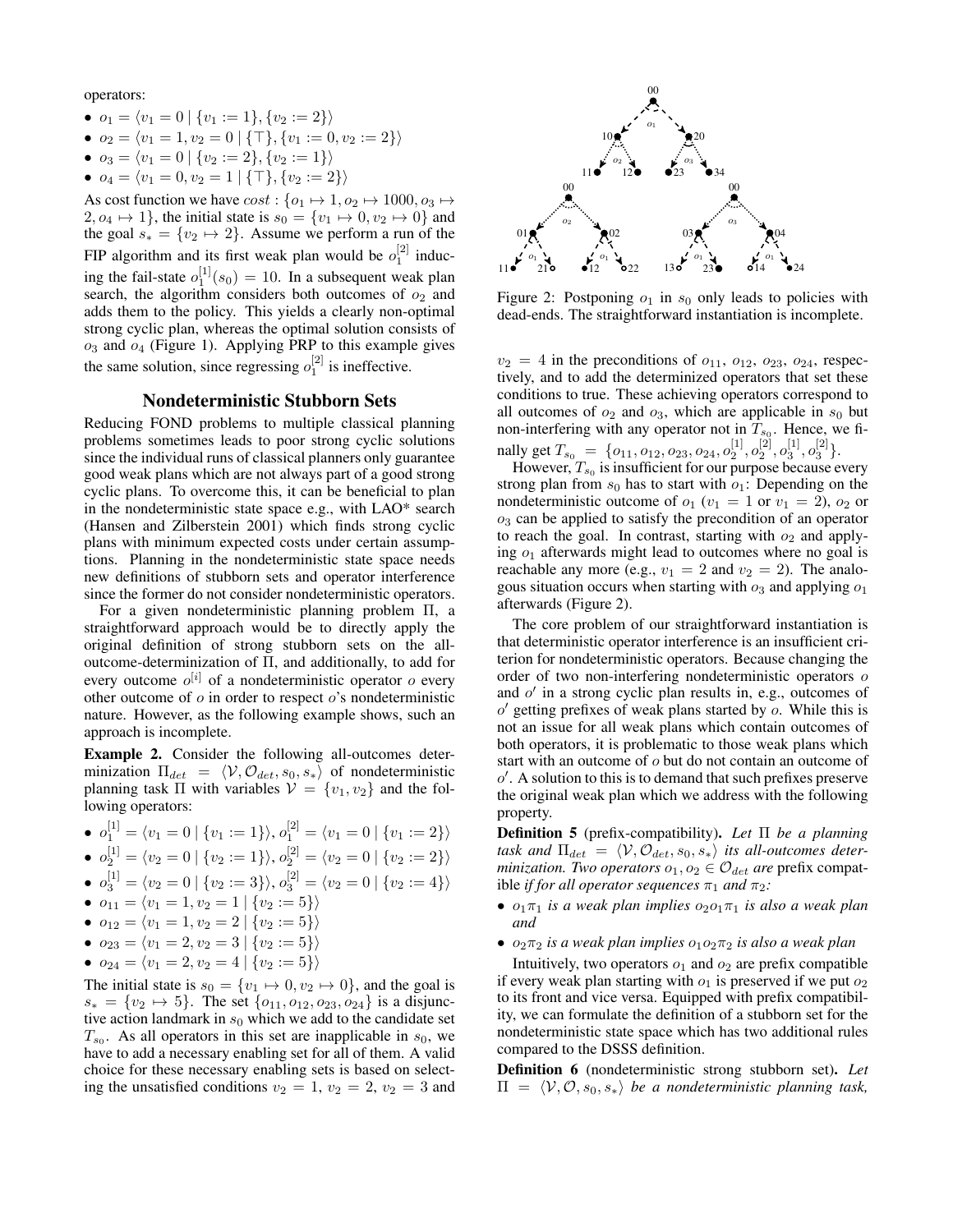operators:

- $o_1 = \langle v_1 = 0 \mid \{v_1 := 1\}, \{v_2 := 2\}\rangle$
- $o_2 = \langle v_1 = 1, v_2 = 0 \mid \{\top\}, \{v_1 := 0, v_2 := 2\}\rangle$
- $o_3 = \langle v_1 = 0 \mid \{v_2 := 2\}, \{v_2 := 1\}\rangle$
- $o_4 = \langle v_1 = 0, v_2 = 1 \mid \{\top\}, \{v_2 := 2\}\rangle$

As cost function we have $cost : \{o_1 \mapsto 1, o_2 \mapsto 1000, o_3 \mapsto 2, o_4 \mapsto 1\}$, the initial state is $s_0 = \{v_1 \mapsto 0, v_2 \mapsto 0\}$ and the goal $s_* = \{v_2 \mapsto 2\}$. Assume we perform a run of the FIP algorithm and its first weak plan would be $o_1^{[2]}$ inducing the fail-state $o_1^{[1]}(s_0) = 10$. In a subsequent weak plan search, the algorithm considers both outcomes of $o_2$ and adds them to the policy. This yields a clearly non-optimal strong cyclic plan, whereas the optimal solution consists of $o_3$ and $o_4$ (Figure 1). Applying PRP to this example gives the same solution, since regressing $o_1^{[2]}$ is ineffective.

## Nondeterministic Stubborn Sets

Reducing FOND problems to multiple classical planning problems sometimes leads to poor strong cyclic solutions since the individual runs of classical planners only guarantee good weak plans which are not always part of a good strong cyclic plans. To overcome this, it can be beneficial to plan in the nondeterministic state space e.g., with LAO\* search (Hansen and Zilberstein 2001) which finds strong cyclic plans with minimum expected costs under certain assumptions. Planning in the nondeterministic state space needs new definitions of stubborn sets and operator interference since the former do not consider nondeterministic operators.

For a given nondeterministic planning problem $\Pi$, a straightforward approach would be to directly apply the original definition of strong stubborn sets on the all-outcome-determinization of $\Pi$, and additionally, to add for every outcome $o^{[i]}$ of a nondeterministic operator $o$ every other outcome of $o$ in order to respect $o$'s nondeterministic nature. However, as the following example shows, such an approach is incomplete.

**Example 2.** Consider the following all-outcomes determinization $\Pi_{det} = \langle \mathcal{V}, \mathcal{O}_{det}, s_0, s_*\rangle$ of nondeterministic planning task $\Pi$ with variables $\mathcal{V} = \{v_1, v_2\}$ and the following operators:

- $o_1^{[1]} = \langle v_1 = 0 \mid \{v_1 := 1\}\rangle, o_1^{[2]} = \langle v_1 = 0 \mid \{v_1 := 2\}\rangle$
- $o_2^{[1]} = \langle v_2 = 0 \mid \{v_2 := 1\}\rangle, o_2^{[2]} = \langle v_2 = 0 \mid \{v_2 := 2\}\rangle$
- $o_3^{[1]} = \langle v_2 = 0 \mid \{v_2 := 3\}\rangle, o_3^{[2]} = \langle v_2 = 0 \mid \{v_2 := 4\}\rangle$
- $o_{11} = \langle v_1 = 1, v_2 = 1 \mid \{v_2 := 5\}\rangle$
- $o_{12} = \langle v_1 = 1, v_2 = 2 \mid \{v_2 := 5\}\rangle$
- $o_{23} = \langle v_1 = 2, v_2 = 3 \mid \{v_2 := 5\}\rangle$
- $o_{24} = \langle v_1 = 2, v_2 = 4 \mid \{v_2 := 5\}\rangle$

The initial state is $s_0 = \{v_1 \mapsto 0, v_2 \mapsto 0\}$, and the goal is $s_* = \{v_2 \mapsto 5\}$. The set $\{o_{11}, o_{12}, o_{23}, o_{24}\}$ is a disjunctive action landmark in $s_0$ which we add to the candidate set $T_{s_0}$. As all operators in this set are inapplicable in $s_0$, we have to add a necessary enabling set for all of them. A valid choice for these necessary enabling sets is based on selecting the unsatisfied conditions $v_2 = 1$, $v_2 = 2$, $v_2 = 3$ and $v_2 = 4$ in the preconditions of $o_{11}$, $o_{12}$, $o_{23}$, $o_{24}$, respectively, and to add the determinized operators that set these conditions to true. These achieving operators correspond to all outcomes of $o_2$ and $o_3$, which are applicable in $s_0$ but non-interfering with any operator not in $T_{s_0}$. Hence, we finally get $T_{s_0} = \{o_{11}, o_{12}, o_{23}, o_{24}, o_2^{[1]}, o_2^{[2]}, o_3^{[1]}, o_3^{[2]}\}$.

However, $T_{s_0}$ is insufficient for our purpose because every strong plan from $s_0$ has to start with $o_1$: Depending on the nondeterministic outcome of $o_1$ ($v_1 = 1$ or $v_1 = 2$), $o_2$ or $o_3$ can be applied to satisfy the precondition of an operator to reach the goal. In contrast, starting with $o_2$ and applying $o_1$ afterwards might lead to outcomes where no goal is reachable any more (e.g., $v_1 = 2$ and $v_2 = 2$). The analogous situation occurs when starting with $o_3$ and applying $o_1$ afterwards (Figure 2).

Figure 2: Postponing $o_1$ in $s_0$ only leads to policies with dead-ends. The straightforward instantiation is incomplete.

The core problem of our straightforward instantiation is that deterministic operator interference is an insufficient criterion for nondeterministic operators. Because changing the order of two non-interfering nondeterministic operators $o$ and $o'$ in a strong cyclic plan results in, e.g., outcomes of $o'$ getting prefixes of weak plans started by $o$. While this is not an issue for all weak plans which contain outcomes of both operators, it is problematic to those weak plans which start with an outcome of $o$ but do not contain an outcome of $o'$. A solution to this is to demand that such prefixes preserve the original weak plan which we address with the following property.

**Definition 5** (prefix-compatibility). *Let $\Pi$ be a planning task and $\Pi_{det} = \langle \mathcal{V}, \mathcal{O}_{det}, s_0, s_*\rangle$ its all-outcomes determinization. Two operators $o_1, o_2 \in \mathcal{O}_{det}$ are* prefix compatible *if for all operator sequences $\pi_1$ and $\pi_2$:*

- *$o_1\pi_1$ is a weak plan implies $o_2o_1\pi_1$ is also a weak plan and*
- *$o_2\pi_2$ is a weak plan implies $o_1o_2\pi_2$ is also a weak plan*

Intuitively, two operators $o_1$ and $o_2$ are prefix compatible if every weak plan starting with $o_1$ is preserved if we put $o_2$ to its front and vice versa. Equipped with prefix compatibility, we can formulate the definition of a stubborn set for the nondeterministic state space which has two additional rules compared to the DSSS definition.

**Definition 6** (nondeterministic strong stubborn set). *Let $\Pi = \langle \mathcal{V}, \mathcal{O}, s_0, s_*\rangle$ be a nondeterministic planning task,*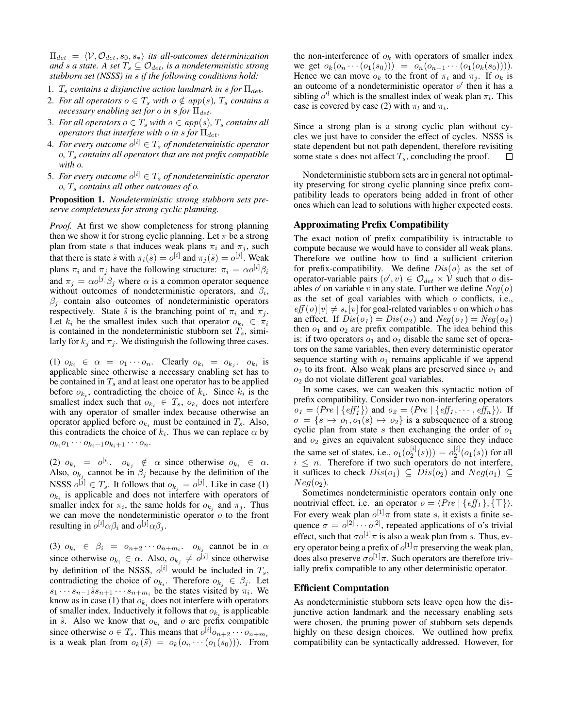$\Pi_{det} = \langle \mathcal{V}, \mathcal{O}_{det}, s_0, s_* \rangle$ *its all-outcomes determinization and s a state. A set $T_s \subseteq \mathcal{O}_{det}$, is a nondeterministic strong stubborn set (NSSS) in s if the following conditions hold:*

1. *$T_s$ contains a disjunctive action landmark in s for $\Pi_{det}$.*
2. *For all operators $o \in T_s$ with $o \notin app(s)$, $T_s$ contains a necessary enabling set for o in s for $\Pi_{det}$.*
3. *For all operators $o \in T_s$ with $o \in app(s)$, $T_s$ contains all operators that interfere with o in s for $\Pi_{det}$.*
4. *For every outcome $o^{[i]} \in T_s$ of nondeterministic operator o, $T_s$ contains all operators that are not prefix compatible with o.*
5. *For every outcome $o^{[i]} \in T_s$ of nondeterministic operator o, $T_s$ contains all other outcomes of o.*

**Proposition 1.** *Nondeterministic strong stubborn sets preserve completeness for strong cyclic planning.*

*Proof.* At first we show completeness for strong planning then we show it for strong cyclic planning. Let $\pi$ be a strong plan from state $s$ that induces weak plans $\pi_i$ and $\pi_j$, such that there is state $\tilde{s}$ with $\pi_i(\tilde{s}) = o^{[i]}$ and $\pi_j(\tilde{s}) = o^{[j]}$. Weak plans $\pi_i$ and $\pi_j$ have the following structure: $\pi_i = \alpha o^{[i]} \beta_i$ and $\pi_j = \alpha o^{[j]} \beta_j$ where $\alpha$ is a common operator sequence without outcomes of nondeterministic operators, and $\beta_i$, $\beta_j$ contain also outcomes of nondeterministic operators respectively. State $\tilde{s}$ is the branching point of $\pi_i$ and $\pi_j$. Let $k_i$ be the smallest index such that operator $o_{k_i} \in \pi_i$ is contained in the nondeterministic stubborn set $T_s$, similarly for $k_j$ and $\pi_j$. We distinguish the following three cases.

(1) $o_{k_i} \in \alpha = o_1 \cdots o_n$. Clearly $o_{k_i} = o_{k_j}$. $o_{k_i}$ is applicable since otherwise a necessary enabling set has to be contained in $T_s$ and at least one operator has to be applied before $o_{k_i}$, contradicting the choice of $k_i$. Since $k_i$ is the smallest index such that $o_{k_i} \in T_s$, $o_{k_i}$ does not interfere with any operator of smaller index because otherwise an operator applied before $o_{k_i}$ must be contained in $T_s$. Also, this contradicts the choice of $k_i$. Thus we can replace $\alpha$ by $o_{k_i} o_1 \cdots o_{k_i - 1} o_{k_i + 1} \cdots o_n$.

(2) $o_{k_i} = o^{[i]}$. $o_{k_j} \notin \alpha$ since otherwise $o_{k_i} \in \alpha$. Also, $o_{k_j}$ cannot be in $\beta_j$ because by the definition of the NSSS $o^{[j]} \in T_s$. It follows that $o_{k_j} = o^{[j]}$. Like in case (1) $o_{k_i}$ is applicable and does not interfere with operators of smaller index for $\pi_i$, the same holds for $o_{k_j}$ and $\pi_j$. Thus we can move the nondeterministic operator $o$ to the front resulting in $o^{[i]} \alpha \beta_i$ and $o^{[j]} \alpha \beta_j$.

(3) $o_{k_i} \in \beta_i = o_{n+2} \cdots o_{n+m_i}$. $o_{k_j}$ cannot be in $\alpha$ since otherwise $o_{k_i} \in \alpha$. Also, $o_{k_j} \neq o^{[j]}$ since otherwise by definition of the NSSS, $o^{[i]}$ would be included in $T_s$, contradicting the choice of $o_{k_i}$. Therefore $o_{k_j} \in \beta_j$. Let $s_1 \cdots s_{n-1} \tilde{s} s_{n+1} \cdots s_{n+m_i}$ be the states visited by $\pi_i$. We know as in case (1) that $o_{k_i}$ does not interfere with operators of smaller index. Inductively it follows that $o_{k_i}$ is applicable in $\tilde{s}$. Also we know that $o_{k_i}$ and $o$ are prefix compatible since otherwise $o \in T_s$. This means that $o^{[i]} o_{n+2} \cdots o_{n+m_i}$ is a weak plan from $o_k(\tilde{s}) = o_k(o_n \cdots (o_1(s_0)))$. From the non-interference of $o_k$ with operators of smaller index we get $o_k(o_n \cdots (o_1(s_0))) = o_n(o_{n-1} \cdots (o_1(o_k(s_0))))$. Hence we can move $o_k$ to the front of $\pi_i$ and $\pi_j$. If $o_k$ is an outcome of a nondeterministic operator $o'$ then it has a sibling $o'^l$ which is the smallest index of weak plan $\pi_l$. This case is covered by case (2) with $\pi_l$ and $\pi_i$.

Since a strong plan is a strong cyclic plan without cycles we just have to consider the effect of cycles. NSSS is state dependent but not path dependent, therefore revisiting some state $s$ does not affect $T_s$, concluding the proof. $\square$

Nondeterministic stubborn sets are in general not optimality preserving for strong cyclic planning since prefix compatibility leads to operators being added in front of other ones which can lead to solutions with higher expected costs.

## Approximating Prefix Compatibility

The exact notion of prefix compatibility is intractable to compute because we would have to consider all weak plans. Therefore we outline how to find a sufficient criterion for prefix-compatibility. We define $Dis(o)$ as the set of operator-variable pairs $(o', v) \in \mathcal{O}_{det} \times \mathcal{V}$ such that $o$ disables $o'$ on variable $v$ in any state. Further we define $Neg(o)$ as the set of goal variables with which $o$ conflicts, i.e., $eff(o)[v] \neq s_*[v]$ for goal-related variables $v$ on which $o$ has an effect. If $Dis(o_1) = Dis(o_2)$ and $Neg(o_1) = Neg(o_2)$ then $o_1$ and $o_2$ are prefix compatible. The idea behind this is: if two operators $o_1$ and $o_2$ disable the same set of operators on the same variables, then every deterministic operator sequence starting with $o_1$ remains applicable if we append $o_2$ to its front. Also weak plans are preserved since $o_1$ and $o_2$ do not violate different goal variables.

In some cases, we can weaken this syntactic notion of prefix compatibility. Consider two non-interfering operators $o_1 = \langle Pre \mid \{eff'_1\} \rangle$ and $o_2 = \langle Pre \mid \{eff_1, \cdots, eff_n\} \rangle$. If $\sigma = \{s \mapsto o_1, o_1(s) \mapsto o_2\}$ is a subsequence of a strong cyclic plan from state $s$ then exchanging the order of $o_1$ and $o_2$ gives an equivalent subsequence since they induce the same set of states, i.e., $o_1(o_2^{[i]}(s))) = o_2^{[i]}(o_1(s))$ for all $i \leq n$. Therefore if two such operators do not interfere, it suffices to check $Dis(o_1) \subseteq Dis(o_2)$ and $Neg(o_1) \subseteq Neg(o_2)$.

Sometimes nondeterministic operators contain only one nontrivial effect, i.e. an operator $o = \langle Pre \mid \{eff_1\}, \{\top\} \rangle$. For every weak plan $o^{[1]}\pi$ from state $s$, it exists a finite sequence $\sigma = o^{[2]} \cdots o^{[2]}$, repeated applications of o's trivial effect, such that $\sigma o^{[1]} \pi$ is also a weak plan from $s$. Thus, every operator being a prefix of $o^{[1]}\pi$ preserving the weak plan, does also preserve $\sigma o^{[1]} \pi$. Such operators are therefore trivially prefix compatible to any other deterministic operator.

## Efficient Computation

As nondeterministic stubborn sets leave open how the disjunctive action landmark and the necessary enabling sets were chosen, the pruning power of stubborn sets depends highly on these design choices. We outlined how prefix compatibility can be syntactically addressed. However, for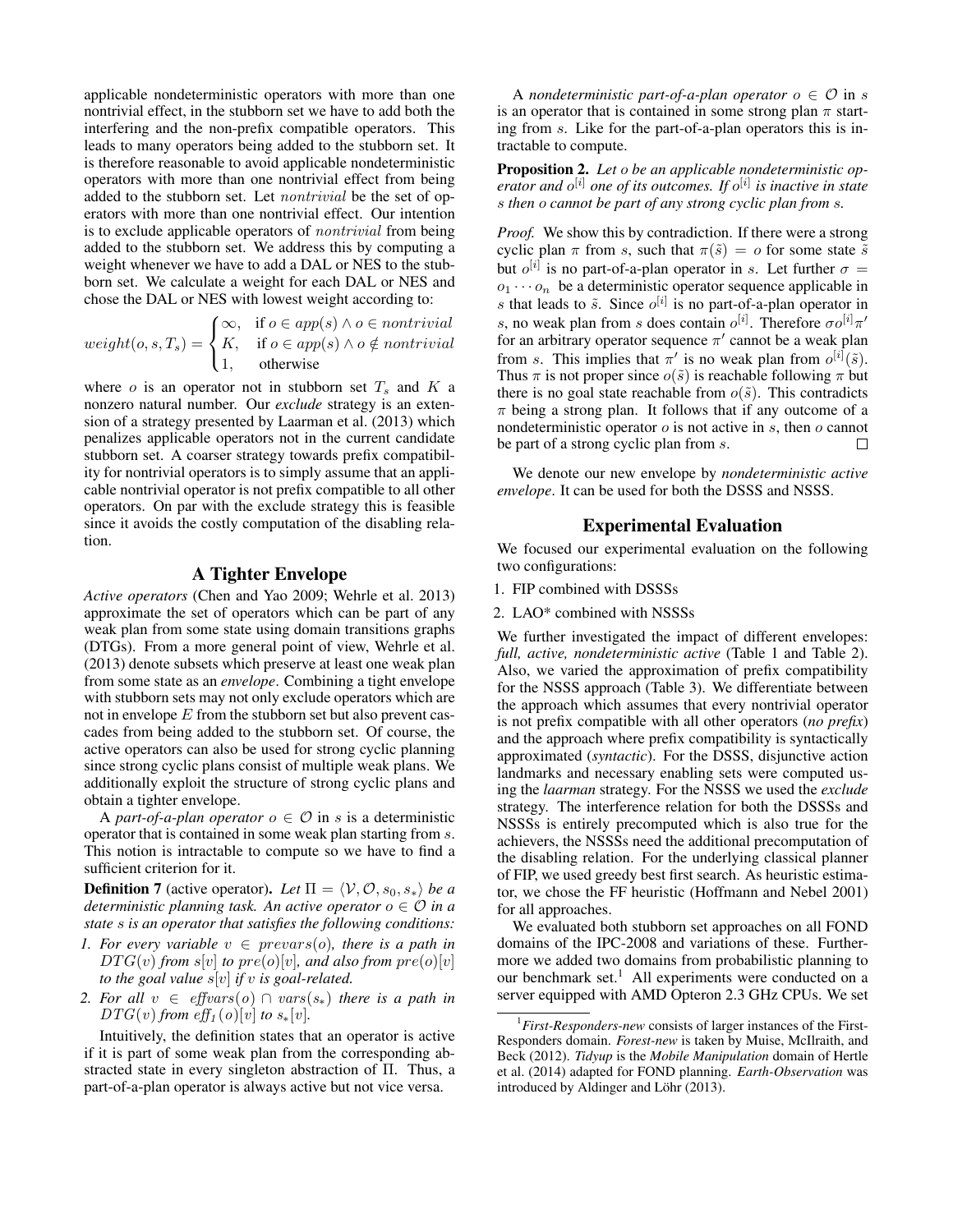applicable nondeterministic operators with more than one nontrivial effect, in the stubborn set we have to add both the interfering and the non-prefix compatible operators. This leads to many operators being added to the stubborn set. It is therefore reasonable to avoid applicable nondeterministic operators with more than one nontrivial effect from being added to the stubborn set. Let $nontrivial$ be the set of operators with more than one nontrivial effect. Our intention is to exclude applicable operators of $nontrivial$ from being added to the stubborn set. We address this by computing a weight whenever we have to add a DAL or NES to the stubborn set. We calculate a weight for each DAL or NES and chose the DAL or NES with lowest weight according to:

$$weight(o, s, T_s) = \begin{cases} \infty, & \text{if } o \in app(s) \wedge o \in nontrivial \\ K, & \text{if } o \in app(s) \wedge o \notin nontrivial \\ 1, & \text{otherwise} \end{cases}$$

where $o$ is an operator not in stubborn set $T_s$ and $K$ a nonzero natural number. Our *exclude* strategy is an extension of a strategy presented by Laarman et al. (2013) which penalizes applicable operators not in the current candidate stubborn set. A coarser strategy towards prefix compatibility for nontrivial operators is to simply assume that an applicable nontrivial operator is not prefix compatible to all other operators. On par with the exclude strategy this is feasible since it avoids the costly computation of the disabling relation.

## A Tighter Envelope

*Active operators* (Chen and Yao 2009; Wehrle et al. 2013) approximate the set of operators which can be part of any weak plan from some state using domain transitions graphs (DTGs). From a more general point of view, Wehrle et al. (2013) denote subsets which preserve at least one weak plan from some state as an *envelope*. Combining a tight envelope with stubborn sets may not only exclude operators which are not in envelope $E$ from the stubborn set but also prevent cascades from being added to the stubborn set. Of course, the active operators can also be used for strong cyclic planning since strong cyclic plans consist of multiple weak plans. We additionally exploit the structure of strong cyclic plans and obtain a tighter envelope.

A *part-of-a-plan operator* $o \in \mathcal{O}$ in $s$ is a deterministic operator that is contained in some weak plan starting from $s$. This notion is intractable to compute so we have to find a sufficient criterion for it.

**Definition 7** (active operator). *Let $\Pi = \langle \mathcal{V}, \mathcal{O}, s_0, s_* \rangle$ be a deterministic planning task. An active operator $o \in \mathcal{O}$ in a state $s$ is an operator that satisfies the following conditions:*

1. *For every variable $v \in prevars(o)$, there is a path in $DTG(v)$ from $s[v]$ to $pre(o)[v]$, and also from $pre(o)[v]$ to the goal value $s[v]$ if $v$ is goal-related.*
2. *For all $v \in effvars(o) \cap vars(s_*)$ there is a path in $DTG(v)$ from $eff_1(o)[v]$ to $s_*[v]$.*

Intuitively, the definition states that an operator is active if it is part of some weak plan from the corresponding abstracted state in every singleton abstraction of $\Pi$. Thus, a part-of-a-plan operator is always active but not vice versa.

A *nondeterministic part-of-a-plan operator* $o \in \mathcal{O}$ in $s$ is an operator that is contained in some strong plan $\pi$ starting from $s$. Like for the part-of-a-plan operators this is intractable to compute.

**Proposition 2.** *Let $o$ be an applicable nondeterministic operator and $o^{[i]}$ one of its outcomes. If $o^{[i]}$ is inactive in state $s$ then $o$ cannot be part of any strong cyclic plan from $s$.*

*Proof.* We show this by contradiction. If there were a strong cyclic plan $\pi$ from $s$, such that $\pi(\tilde{s}) = o$ for some state $\tilde{s}$ but $o^{[i]}$ is no part-of-a-plan operator in $s$. Let further $\sigma = o_1 \cdots o_n$ be a deterministic operator sequence applicable in $s$ that leads to $\tilde{s}$. Since $o^{[i]}$ is no part-of-a-plan operator in $s$, no weak plan from $s$ does contain $o^{[i]}$. Therefore $\sigma o^{[i]} \pi'$ for an arbitrary operator sequence $\pi'$ cannot be a weak plan from $s$. This implies that $\pi'$ is no weak plan from $o^{[i]}(\tilde{s})$. Thus $\pi$ is not proper since $o(\tilde{s})$ is reachable following $\pi$ but there is no goal state reachable from $o(\tilde{s})$. This contradicts $\pi$ being a strong plan. It follows that if any outcome of a nondeterministic operator $o$ is not active in $s$, then $o$ cannot be part of a strong cyclic plan from $s$. □

We denote our new envelope by *nondeterministic active envelope*. It can be used for both the DSSS and NSSS.

## Experimental Evaluation

We focused our experimental evaluation on the following two configurations:

1. FIP combined with DSSSs
2. LAO* combined with NSSSs

We further investigated the impact of different envelopes: *full, active, nondeterministic active* (Table 1 and Table 2). Also, we varied the approximation of prefix compatibility for the NSSS approach (Table 3). We differentiate between the approach which assumes that every nontrivial operator is not prefix compatible with all other operators (*no prefix*) and the approach where prefix compatibility is syntactically approximated (*syntactic*). For the DSSS, disjunctive action landmarks and necessary enabling sets were computed using the *laarman* strategy. For the NSSS we used the *exclude* strategy. The interference relation for both the DSSSs and NSSSs is entirely precomputed which is also true for the achievers, the NSSSs need the additional precomputation of the disabling relation. For the underlying classical planner of FIP, we used greedy best first search. As heuristic estimator, we chose the FF heuristic (Hoffmann and Nebel 2001) for all approaches.

We evaluated both stubborn set approaches on all FOND domains of the IPC-2008 and variations of these. Furthermore we added two domains from probabilistic planning to our benchmark set.[1] All experiments were conducted on a server equipped with AMD Opteron 2.3 GHz CPUs. We set

[1] *First-Responders-new* consists of larger instances of the First-Responders domain. *Forest-new* is taken by Muise, McIlraith, and Beck (2012). *Tidyup* is the *Mobile Manipulation* domain of Hertle et al. (2014) adapted for FOND planning. *Earth-Observation* was introduced by Aldinger and Löhr (2013).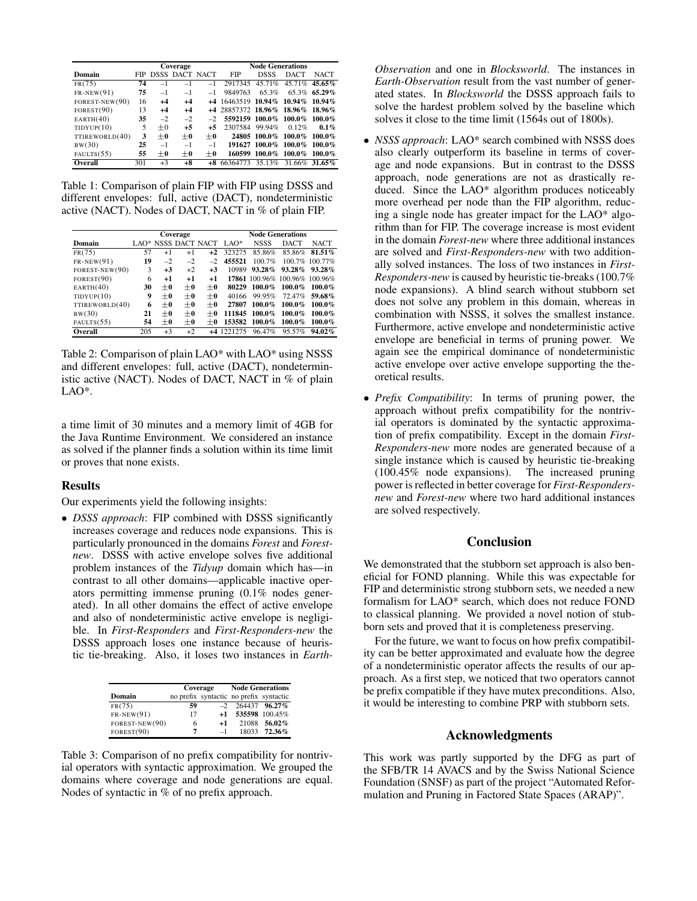| Domain | Coverage | | | | Node Generations | | | |
|---|---|---|---|---|---|---|---|---|
| | FIP | DSSS | DACT | NACT | FIP | DSSS | DACT | NACT |
| FR(75) | **74** | −1 | −1 | −1 | 2917345 | 45.71% | 45.71% | **45.65%** |
| FR-NEW(91) | **75** | −1 | −1 | −1 | 9849763 | 65.3% | 65.3% | **65.29%** |
| FOREST-NEW(90) | 16 | **+4** | **+4** | **+4** | 16463519 | **10.94%** | **10.94%** | **10.94%** |
| FOREST(90) | 13 | **+4** | **+4** | **+4** | 28857372 | **18.96%** | **18.96%** | **18.96%** |
| EARTH(40) | **35** | −2 | −2 | −2 | **5592159** | **100.0%** | **100.0%** | **100.0%** |
| TIDYUP(10) | 5 | ±0 | **+5** | **+5** | 2307584 | 99.94% | 0.12% | **0.1%** |
| TTIREWORLD(40) | **3** | **±0** | **±0** | **±0** | **24805** | **100.0%** | **100.0%** | **100.0%** |
| BW(30) | **25** | −1 | −1 | −1 | **191627** | **100.0%** | **100.0%** | **100.0%** |
| FAULTS(55) | **55** | **±0** | **±0** | **±0** | **160599** | **100.0%** | **100.0%** | **100.0%** |
| **Overall** | 301 | +3 | **+8** | **+8** | 66364773 | 35.13% | 31.66% | **31.65%** |

Table 1: Comparison of plain FIP with FIP using DSSS and different envelopes: full, active (DACT), nondeterministic active (NACT). Nodes of DACT, NACT in % of plain FIP.

| Domain | Coverage | | | | Node Generations | | | |
|---|---|---|---|---|---|---|---|---|
| | LAO* | NSSS | DACT | NACT | LAO* | NSSS | DACT | NACT |
| FR(75) | 57 | +1 | +1 | **+2** | 323275 | 85.86% | 85.86% | **81.51%** |
| FR-NEW(91) | **19** | −2 | −2 | −2 | **455521** | 100.7% | 100.7% | 100.77% |
| FOREST-NEW(90) | 3 | **+3** | +2 | **+3** | 10989 | **93.28%** | **93.28%** | **93.28%** |
| FOREST(90) | 6 | **+1** | **+1** | **+1** | **17861** | 100.96% | 100.96% | 100.96% |
| EARTH(40) | **30** | **±0** | **±0** | **±0** | **80229** | **100.0%** | **100.0%** | **100.0%** |
| TIDYUP(10) | **9** | **±0** | **±0** | **±0** | 40166 | 99.95% | 72.47% | **59.68%** |
| TTIREWORLD(40) | **6** | **±0** | **±0** | **±0** | **27807** | **100.0%** | **100.0%** | **100.0%** |
| BW(30) | **21** | **±0** | **±0** | **±0** | **111845** | **100.0%** | **100.0%** | **100.0%** |
| FAULTS(55) | **54** | **±0** | **±0** | **±0** | **153582** | **100.0%** | **100.0%** | **100.0%** |
| **Overall** | 205 | +3 | +2 | **+4** | 1221275 | 96.47% | 95.57% | **94.02%** |

Table 2: Comparison of plain LAO* with LAO* using NSSS and different envelopes: full, active (DACT), nondeterministic active (NACT). Nodes of DACT, NACT in % of plain LAO*.

a time limit of 30 minutes and a memory limit of 4GB for the Java Runtime Environment. We considered an instance as solved if the planner finds a solution within its time limit or proves that none exists.

### Results

Our experiments yield the following insights:

- *DSSS approach*: FIP combined with DSSS significantly increases coverage and reduces node expansions. This is particularly pronounced in the domains *Forest* and *Forest-new*. DSSS with active envelope solves five additional problem instances of the *Tidyup* domain which has—in contrast to all other domains—applicable inactive operators permitting immense pruning (0.1% nodes generated). In all other domains the effect of active envelope and also of nondeterministic active envelope is negligible. In *First-Responders* and *First-Responders-new* the DSSS approach loses one instance because of heuristic tie-breaking. Also, it loses two instances in *Earth-Observation* and one in *Blocksworld*. The instances in *Earth-Observation* result from the vast number of generated states. In *Blocksworld* the DSSS approach fails to solve the hardest problem solved by the baseline which solves it close to the time limit (1564s out of 1800s).
- *NSSS approach*: LAO* search combined with NSSS does also clearly outperform its baseline in terms of coverage and node expansions. But in contrast to the DSSS approach, node generations are not as drastically reduced. Since the LAO* algorithm produces noticeably more overhead per node than the FIP algorithm, reducing a single node has greater impact for the LAO* algorithm than for FIP. The coverage increase is most evident in the domain *Forest-new* where three additional instances are solved and *First-Responders-new* with two additionally solved instances. The loss of two instances in *First-Responders-new* is caused by heuristic tie-breaks (100.7% node expansions). A blind search without stubborn set does not solve any problem in this domain, whereas in combination with NSSS, it solves the smallest instance. Furthermore, active envelope and nondeterministic active envelope are beneficial in terms of pruning power. We again see the empirical dominance of nondeterministic active envelope over active envelope supporting the theoretical results.
- *Prefix Compatibility*: In terms of pruning power, the approach without prefix compatibility for the nontrivial operators is dominated by the syntactic approximation of prefix compatibility. Except in the domain *First-Responders-new* more nodes are generated because of a single instance which is caused by heuristic tie-breaking (100.45% node expansions). The increased pruning power is reflected in better coverage for *First-Responders-new* and *Forest-new* where two hard additional instances are solved respectively.

| Domain | Coverage | | Node Generations | |
|---|---|---|---|---|
| | no prefix | syntactic | no prefix | syntactic |
| FR(75) | **59** | −2 | 264437 | **96.27%** |
| FR-NEW(91) | 17 | **+1** | **535598** | 100.45% |
| FOREST-NEW(90) | 6 | **+1** | 21088 | **56.02%** |
| FOREST(90) | **7** | −1 | 18033 | **72.36%** |

Table 3: Comparison of no prefix compatibility for nontrivial operators with syntactic approximation. We grouped the domains where coverage and node generations are equal. Nodes of syntactic in % of no prefix approach.

## Conclusion

We demonstrated that the stubborn set approach is also beneficial for FOND planning. While this was expectable for FIP and deterministic strong stubborn sets, we needed a new formalism for LAO* search, which does not reduce FOND to classical planning. We provided a novel notion of stubborn sets and proved that it is completeness preserving.

For the future, we want to focus on how prefix compatibility can be better approximated and evaluate how the degree of a nondeterministic operator affects the results of our approach. As a first step, we noticed that two operators cannot be prefix compatible if they have mutex preconditions. Also, it would be interesting to combine PRP with stubborn sets.

## Acknowledgments

This work was partly supported by the DFG as part of the SFB/TR 14 AVACS and by the Swiss National Science Foundation (SNSF) as part of the project "Automated Reformulation and Pruning in Factored State Spaces (ARAP)".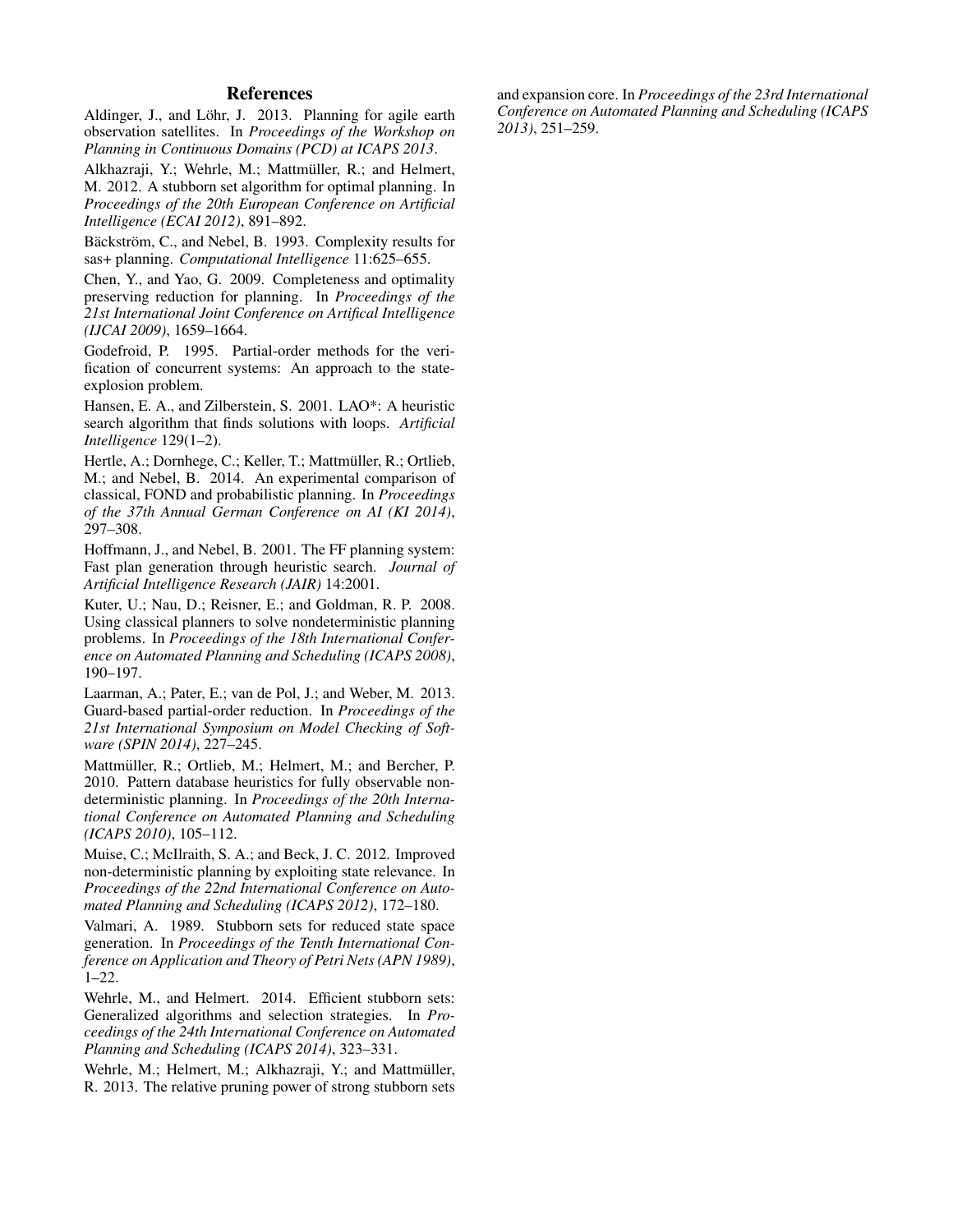## References

Aldinger, J., and Löhr, J. 2013. Planning for agile earth observation satellites. In *Proceedings of the Workshop on Planning in Continuous Domains (PCD) at ICAPS 2013*.

Alkhazraji, Y.; Wehrle, M.; Mattmüller, R.; and Helmert, M. 2012. A stubborn set algorithm for optimal planning. In *Proceedings of the 20th European Conference on Artificial Intelligence (ECAI 2012)*, 891–892.

Bäckström, C., and Nebel, B. 1993. Complexity results for sas+ planning. *Computational Intelligence* 11:625–655.

Chen, Y., and Yao, G. 2009. Completeness and optimality preserving reduction for planning. In *Proceedings of the 21st International Joint Conference on Artifical Intelligence (IJCAI 2009)*, 1659–1664.

Godefroid, P. 1995. Partial-order methods for the verification of concurrent systems: An approach to the state-explosion problem.

Hansen, E. A., and Zilberstein, S. 2001. LAO*: A heuristic search algorithm that finds solutions with loops. *Artificial Intelligence* 129(1–2).

Hertle, A.; Dornhege, C.; Keller, T.; Mattmüller, R.; Ortlieb, M.; and Nebel, B. 2014. An experimental comparison of classical, FOND and probabilistic planning. In *Proceedings of the 37th Annual German Conference on AI (KI 2014)*, 297–308.

Hoffmann, J., and Nebel, B. 2001. The FF planning system: Fast plan generation through heuristic search. *Journal of Artificial Intelligence Research (JAIR)* 14:2001.

Kuter, U.; Nau, D.; Reisner, E.; and Goldman, R. P. 2008. Using classical planners to solve nondeterministic planning problems. In *Proceedings of the 18th International Conference on Automated Planning and Scheduling (ICAPS 2008)*, 190–197.

Laarman, A.; Pater, E.; van de Pol, J.; and Weber, M. 2013. Guard-based partial-order reduction. In *Proceedings of the 21st International Symposium on Model Checking of Software (SPIN 2014)*, 227–245.

Mattmüller, R.; Ortlieb, M.; Helmert, M.; and Bercher, P. 2010. Pattern database heuristics for fully observable nondeterministic planning. In *Proceedings of the 20th International Conference on Automated Planning and Scheduling (ICAPS 2010)*, 105–112.

Muise, C.; McIlraith, S. A.; and Beck, J. C. 2012. Improved non-deterministic planning by exploiting state relevance. In *Proceedings of the 22nd International Conference on Automated Planning and Scheduling (ICAPS 2012)*, 172–180.

Valmari, A. 1989. Stubborn sets for reduced state space generation. In *Proceedings of the Tenth International Conference on Application and Theory of Petri Nets (APN 1989)*, 1–22.

Wehrle, M., and Helmert. 2014. Efficient stubborn sets: Generalized algorithms and selection strategies. In *Proceedings of the 24th International Conference on Automated Planning and Scheduling (ICAPS 2014)*, 323–331.

Wehrle, M.; Helmert, M.; Alkhazraji, Y.; and Mattmüller, R. 2013. The relative pruning power of strong stubborn sets and expansion core. In *Proceedings of the 23rd International Conference on Automated Planning and Scheduling (ICAPS 2013)*, 251–259.